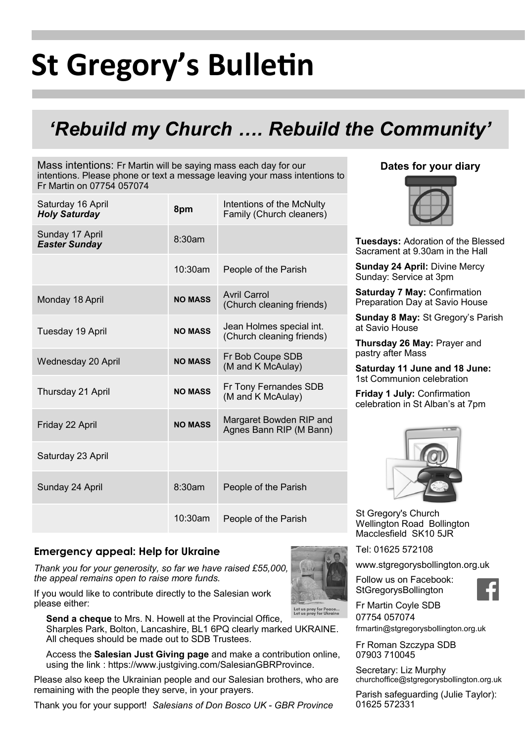# St Gregory's Bulletin

## *'Rebuild my Church …. Rebuild the Community'*

Mass intentions: Fr Martin will be saying mass each day for our intentions. Please phone or text a message leaving your mass intentions to Fr Martin on 07754 057074

| | | |
|---|---|---|
| Saturday 16 April ***Holy Saturday*** | **8pm** | Intentions of the McNulty Family (Church cleaners) |
| Sunday 17 April ***Easter Sunday*** | 8:30am | |
| | 10:30am | People of the Parish |
| Monday 18 April | **NO MASS** | Avril Carrol (Church cleaning friends) |
| Tuesday 19 April | **NO MASS** | Jean Holmes special int. (Church cleaning friends) |
| Wednesday 20 April | **NO MASS** | Fr Bob Coupe SDB (M and K McAulay) |
| Thursday 21 April | **NO MASS** | Fr Tony Fernandes SDB (M and K McAulay) |
| Friday 22 April | **NO MASS** | Margaret Bowden RIP and Agnes Bann RIP (M Bann) |
| Saturday 23 April | | |
| Sunday 24 April | 8:30am | People of the Parish |
| | 10:30am | People of the Parish |

### Emergency appeal: Help for Ukraine

*Thank you for your generosity, so far we have raised £55,000, the appeal remains open to raise more funds.*

If you would like to contribute directly to the Salesian work please either:

**Send a cheque** to Mrs. N. Howell at the Provincial Office, Sharples Park, Bolton, Lancashire, BL1 6PQ clearly marked UKRAINE. All cheques should be made out to SDB Trustees.

Access the **Salesian Just Giving page** and make a contribution online, using the link : https://www.justgiving.com/SalesianGBRProvince.

Please also keep the Ukrainian people and our Salesian brothers, who are remaining with the people they serve, in your prayers.

Thank you for your support! *Salesians of Don Bosco UK - GBR Province*

### Dates for your diary

**Tuesdays:** Adoration of the Blessed Sacrament at 9.30am in the Hall

**Sunday 24 April:** Divine Mercy Sunday: Service at 3pm

**Saturday 7 May:** Confirmation Preparation Day at Savio House

**Sunday 8 May:** St Gregory's Parish at Savio House

**Thursday 26 May:** Prayer and pastry after Mass

**Saturday 11 June and 18 June:** 1st Communion celebration

**Friday 1 July:** Confirmation celebration in St Alban's at 7pm

St Gregory's Church
Wellington Road Bollington
Macclesfield SK10 5JR

Tel: 01625 572108

www.stgregorysbollington.org.uk

Follow us on Facebook: StGregorysBollington

Fr Martin Coyle SDB
07754 057074
frmartin@stgregorysbollington.org.uk

Fr Roman Szczypa SDB
07903 710045

Secretary: Liz Murphy
churchoffice@stgregorysbollington.org.uk

Parish safeguarding (Julie Taylor): 01625 572331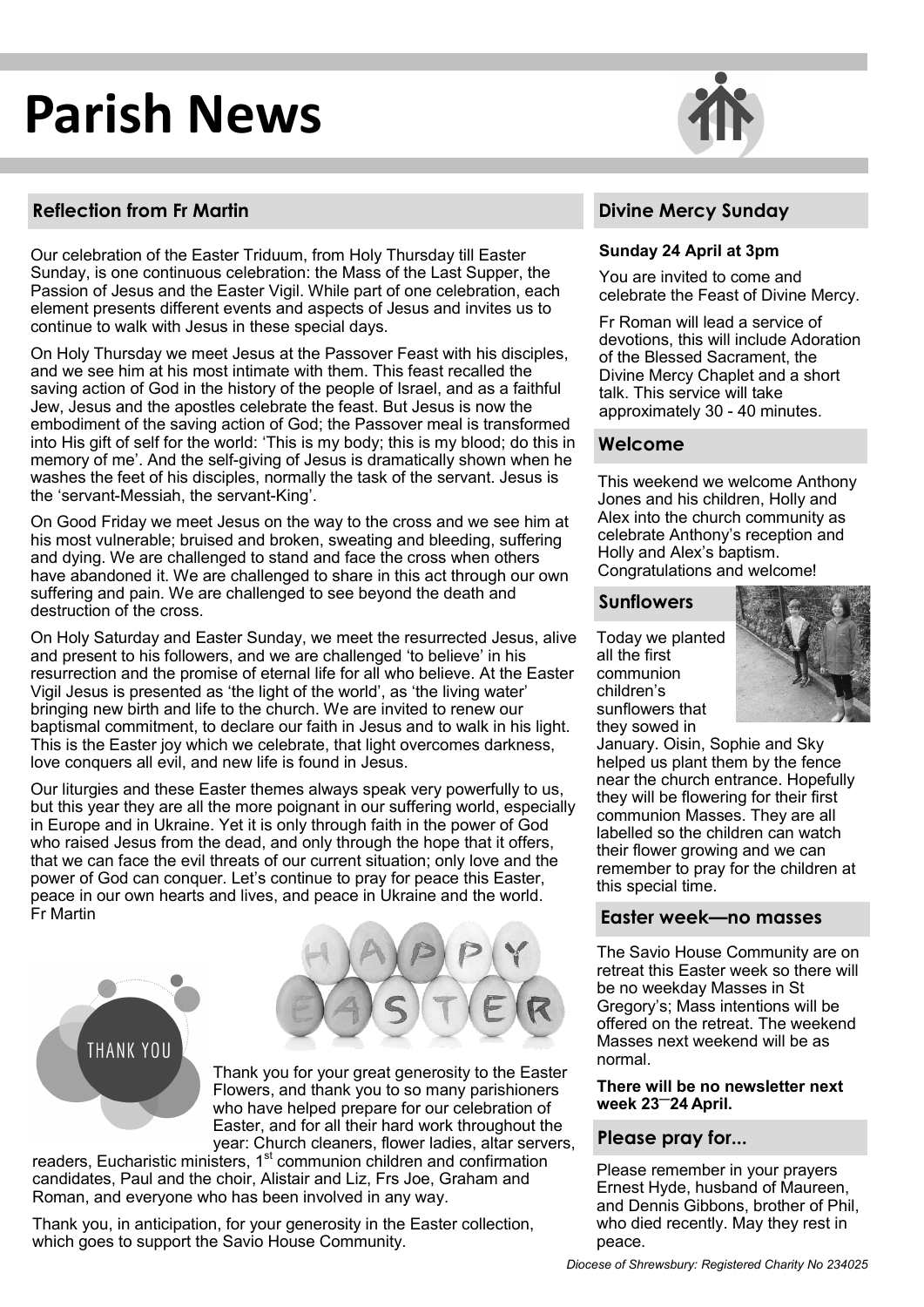# Parish News

## Reflection from Fr Martin

Our celebration of the Easter Triduum, from Holy Thursday till Easter Sunday, is one continuous celebration: the Mass of the Last Supper, the Passion of Jesus and the Easter Vigil. While part of one celebration, each element presents different events and aspects of Jesus and invites us to continue to walk with Jesus in these special days.

On Holy Thursday we meet Jesus at the Passover Feast with his disciples, and we see him at his most intimate with them. This feast recalled the saving action of God in the history of the people of Israel, and as a faithful Jew, Jesus and the apostles celebrate the feast. But Jesus is now the embodiment of the saving action of God; the Passover meal is transformed into His gift of self for the world: 'This is my body; this is my blood; do this in memory of me'. And the self-giving of Jesus is dramatically shown when he washes the feet of his disciples, normally the task of the servant. Jesus is the 'servant-Messiah, the servant-King'.

On Good Friday we meet Jesus on the way to the cross and we see him at his most vulnerable; bruised and broken, sweating and bleeding, suffering and dying. We are challenged to stand and face the cross when others have abandoned it. We are challenged to share in this act through our own suffering and pain. We are challenged to see beyond the death and destruction of the cross.

On Holy Saturday and Easter Sunday, we meet the resurrected Jesus, alive and present to his followers, and we are challenged 'to believe' in his resurrection and the promise of eternal life for all who believe. At the Easter Vigil Jesus is presented as 'the light of the world', as 'the living water' bringing new birth and life to the church. We are invited to renew our baptismal commitment, to declare our faith in Jesus and to walk in his light. This is the Easter joy which we celebrate, that light overcomes darkness, love conquers all evil, and new life is found in Jesus.

Our liturgies and these Easter themes always speak very powerfully to us, but this year they are all the more poignant in our suffering world, especially in Europe and in Ukraine. Yet it is only through faith in the power of God who raised Jesus from the dead, and only through the hope that it offers, that we can face the evil threats of our current situation; only love and the power of God can conquer. Let's continue to pray for peace this Easter, peace in our own hearts and lives, and peace in Ukraine and the world.
Fr Martin

THANK YOU

HAPPY EASTER

Thank you for your great generosity to the Easter Flowers, and thank you to so many parishioners who have helped prepare for our celebration of Easter, and for all their hard work throughout the year: Church cleaners, flower ladies, altar servers, readers, Eucharistic ministers, 1st communion children and confirmation candidates, Paul and the choir, Alistair and Liz, Frs Joe, Graham and Roman, and everyone who has been involved in any way.

Thank you, in anticipation, for your generosity in the Easter collection, which goes to support the Savio House Community.

## Divine Mercy Sunday

**Sunday 24 April at 3pm**

You are invited to come and celebrate the Feast of Divine Mercy.

Fr Roman will lead a service of devotions, this will include Adoration of the Blessed Sacrament, the Divine Mercy Chaplet and a short talk. This service will take approximately 30 - 40 minutes.

## Welcome

This weekend we welcome Anthony Jones and his children, Holly and Alex into the church community as celebrate Anthony's reception and Holly and Alex's baptism. Congratulations and welcome!

## Sunflowers

Today we planted all the first communion children's sunflowers that they sowed in January. Oisin, Sophie and Sky helped us plant them by the fence near the church entrance. Hopefully they will be flowering for their first communion Masses. They are all labelled so the children can watch their flower growing and we can remember to pray for the children at this special time.

## Easter week—no masses

The Savio House Community are on retreat this Easter week so there will be no weekday Masses in St Gregory's; Mass intentions will be offered on the retreat. The weekend Masses next weekend will be as normal.

**There will be no newsletter next week 23–24 April.**

## Please pray for...

Please remember in your prayers Ernest Hyde, husband of Maureen, and Dennis Gibbons, brother of Phil, who died recently. May they rest in peace.

*Diocese of Shrewsbury: Registered Charity No 234025*